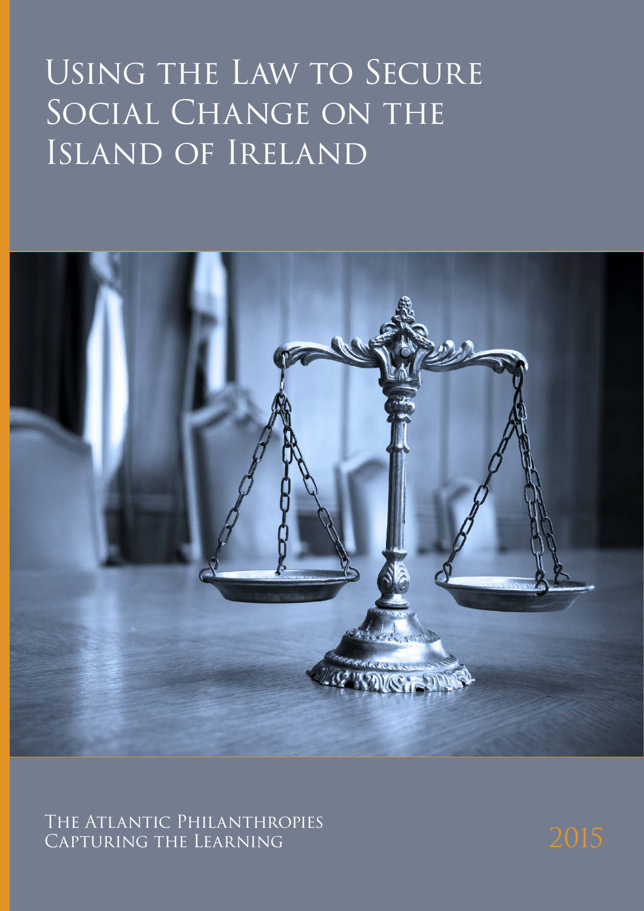# Using the Law to Secure Social Change on the Island of Ireland

The Atlantic Philanthropies
Capturing the Learning

2015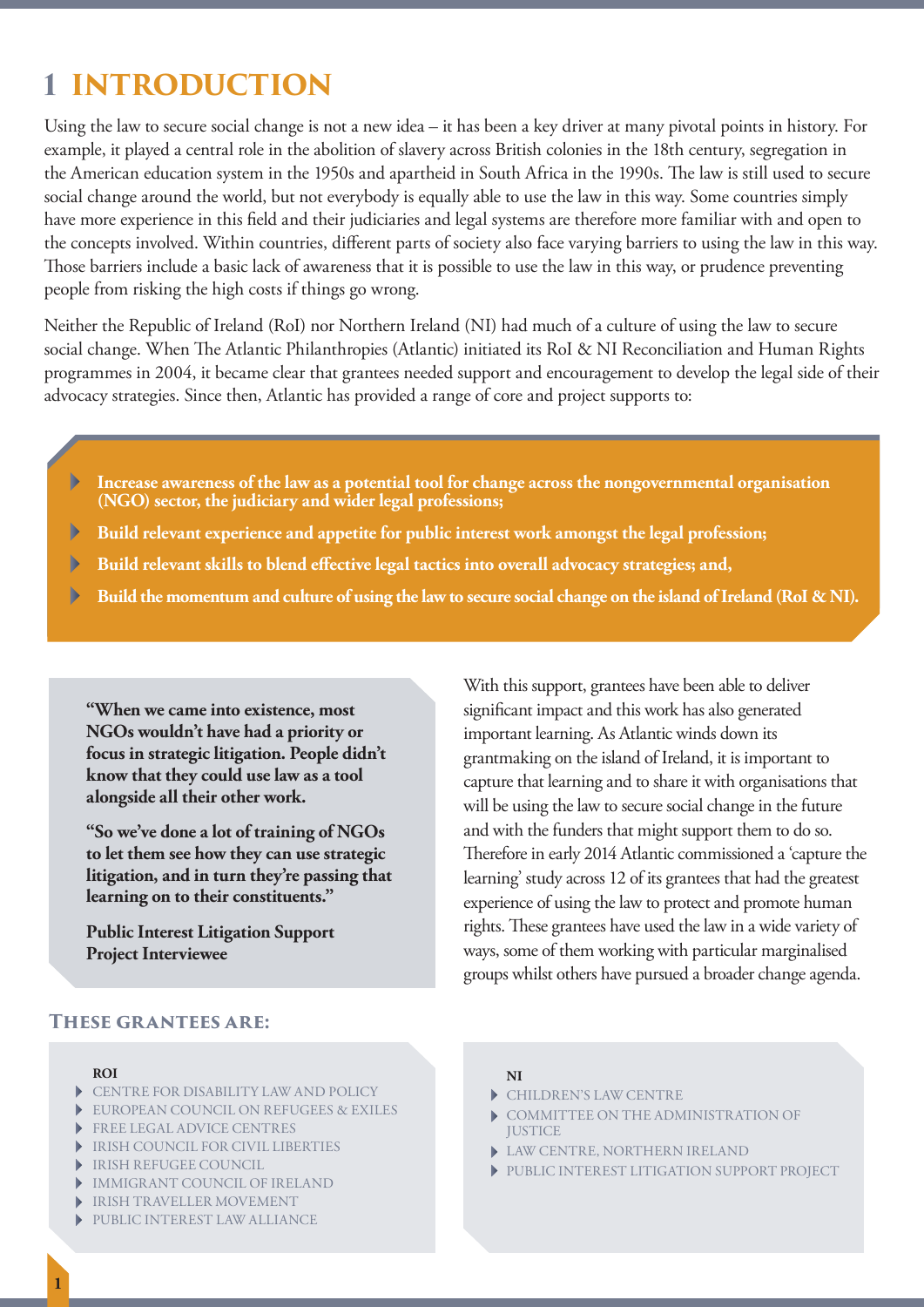# 1 INTRODUCTION

Using the law to secure social change is not a new idea – it has been a key driver at many pivotal points in history. For example, it played a central role in the abolition of slavery across British colonies in the 18th century, segregation in the American education system in the 1950s and apartheid in South Africa in the 1990s. The law is still used to secure social change around the world, but not everybody is equally able to use the law in this way. Some countries simply have more experience in this field and their judiciaries and legal systems are therefore more familiar with and open to the concepts involved. Within countries, different parts of society also face varying barriers to using the law in this way. Those barriers include a basic lack of awareness that it is possible to use the law in this way, or prudence preventing people from risking the high costs if things go wrong.

Neither the Republic of Ireland (RoI) nor Northern Ireland (NI) had much of a culture of using the law to secure social change. When The Atlantic Philanthropies (Atlantic) initiated its RoI & NI Reconciliation and Human Rights programmes in 2004, it became clear that grantees needed support and encouragement to develop the legal side of their advocacy strategies. Since then, Atlantic has provided a range of core and project supports to:

- **Increase awareness of the law as a potential tool for change across the nongovernmental organisation (NGO) sector, the judiciary and wider legal professions;**
- **Build relevant experience and appetite for public interest work amongst the legal profession;**
- **Build relevant skills to blend effective legal tactics into overall advocacy strategies; and,**
- **Build the momentum and culture of using the law to secure social change on the island of Ireland (RoI & NI).**

> **"When we came into existence, most NGOs wouldn't have had a priority or focus in strategic litigation. People didn't know that they could use law as a tool alongside all their other work.**
>
> **"So we've done a lot of training of NGOs to let them see how they can use strategic litigation, and in turn they're passing that learning on to their constituents."**
>
> **Public Interest Litigation Support Project Interviewee**

With this support, grantees have been able to deliver significant impact and this work has also generated important learning. As Atlantic winds down its grantmaking on the island of Ireland, it is important to capture that learning and to share it with organisations that will be using the law to secure social change in the future and with the funders that might support them to do so. Therefore in early 2014 Atlantic commissioned a 'capture the learning' study across 12 of its grantees that had the greatest experience of using the law to protect and promote human rights. These grantees have used the law in a wide variety of ways, some of them working with particular marginalised groups whilst others have pursued a broader change agenda.

### These grantees are:

**ROI**

- CENTRE FOR DISABILITY LAW AND POLICY
- EUROPEAN COUNCIL ON REFUGEES & EXILES
- FREE LEGAL ADVICE CENTRES
- IRISH COUNCIL FOR CIVIL LIBERTIES
- IRISH REFUGEE COUNCIL
- IMMIGRANT COUNCIL OF IRELAND
- IRISH TRAVELLER MOVEMENT
- PUBLIC INTEREST LAW ALLIANCE

**NI**

- CHILDREN'S LAW CENTRE
- COMMITTEE ON THE ADMINISTRATION OF JUSTICE
- LAW CENTRE, NORTHERN IRELAND
- PUBLIC INTEREST LITIGATION SUPPORT PROJECT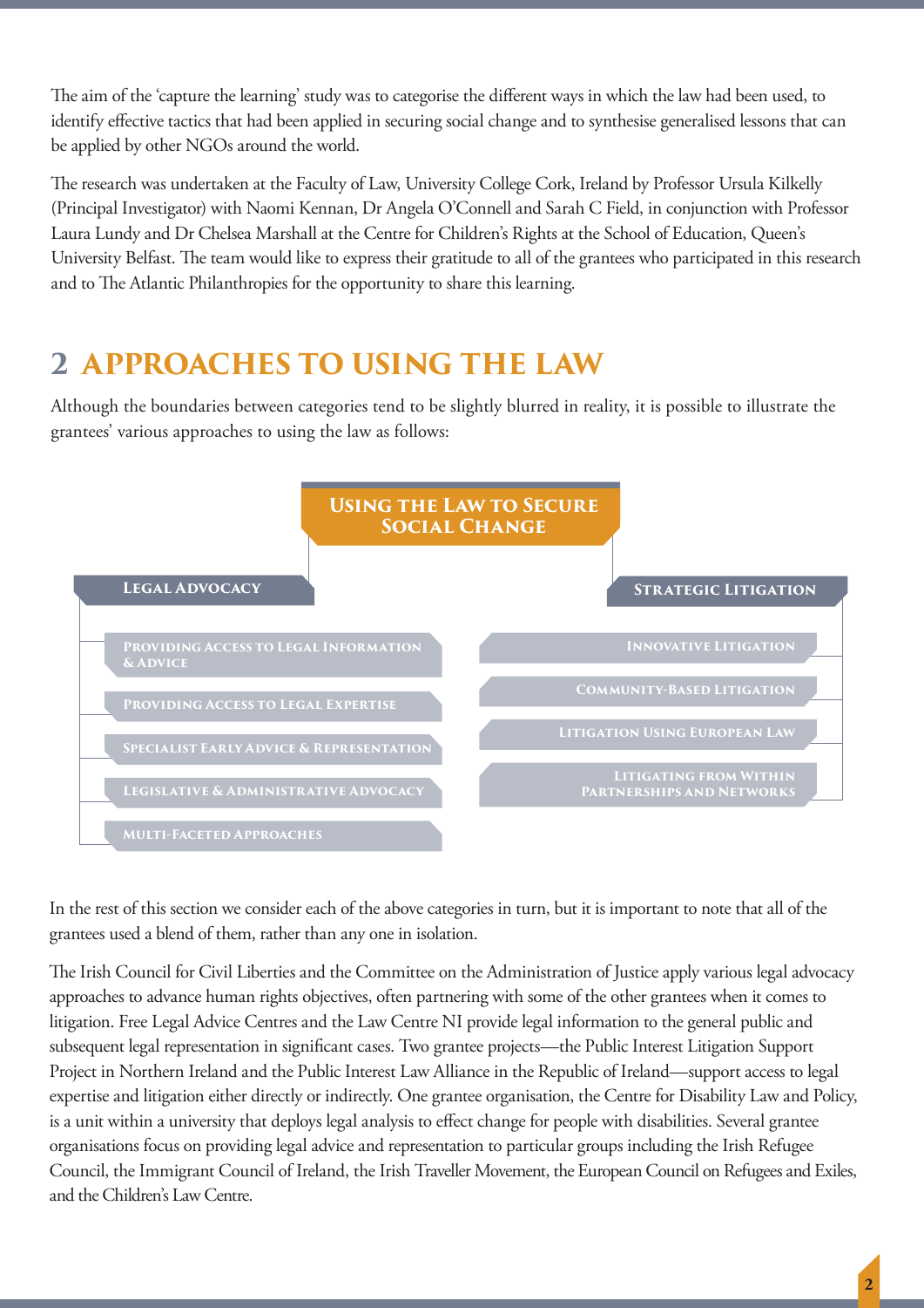The aim of the 'capture the learning' study was to categorise the different ways in which the law had been used, to identify effective tactics that had been applied in securing social change and to synthesise generalised lessons that can be applied by other NGOs around the world.

The research was undertaken at the Faculty of Law, University College Cork, Ireland by Professor Ursula Kilkelly (Principal Investigator) with Naomi Kennan, Dr Angela O'Connell and Sarah C Field, in conjunction with Professor Laura Lundy and Dr Chelsea Marshall at the Centre for Children's Rights at the School of Education, Queen's University Belfast. The team would like to express their gratitude to all of the grantees who participated in this research and to The Atlantic Philanthropies for the opportunity to share this learning.

## 2 APPROACHES TO USING THE LAW

Although the boundaries between categories tend to be slightly blurred in reality, it is possible to illustrate the grantees' various approaches to using the law as follows:

**Using the Law to Secure Social Change**

- **Legal Advocacy**
  - Providing Access to Legal Information & Advice
  - Providing Access to Legal Expertise
  - Specialist Early Advice & Representation
  - Legislative & Administrative Advocacy
  - Multi-Faceted Approaches
- **Strategic Litigation**
  - Innovative Litigation
  - Community-Based Litigation
  - Litigation Using European Law
  - Litigating from Within Partnerships and Networks

In the rest of this section we consider each of the above categories in turn, but it is important to note that all of the grantees used a blend of them, rather than any one in isolation.

The Irish Council for Civil Liberties and the Committee on the Administration of Justice apply various legal advocacy approaches to advance human rights objectives, often partnering with some of the other grantees when it comes to litigation. Free Legal Advice Centres and the Law Centre NI provide legal information to the general public and subsequent legal representation in significant cases. Two grantee projects—the Public Interest Litigation Support Project in Northern Ireland and the Public Interest Law Alliance in the Republic of Ireland—support access to legal expertise and litigation either directly or indirectly. One grantee organisation, the Centre for Disability Law and Policy, is a unit within a university that deploys legal analysis to effect change for people with disabilities. Several grantee organisations focus on providing legal advice and representation to particular groups including the Irish Refugee Council, the Immigrant Council of Ireland, the Irish Traveller Movement, the European Council on Refugees and Exiles, and the Children's Law Centre.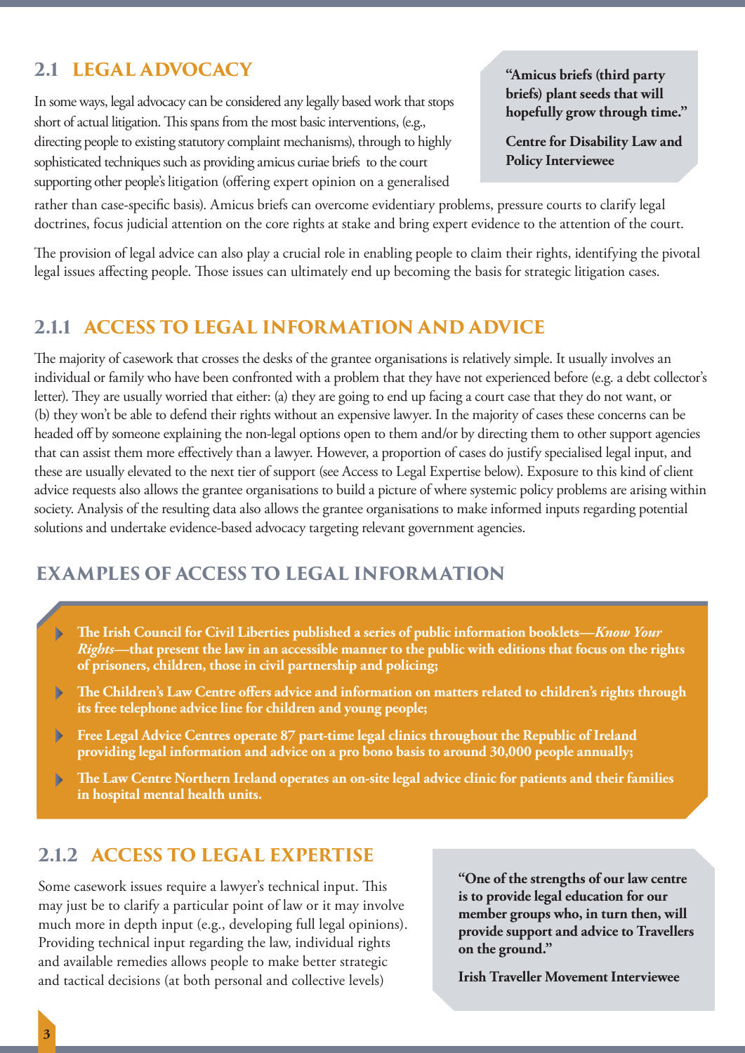## 2.1 LEGAL ADVOCACY

In some ways, legal advocacy can be considered any legally based work that stops short of actual litigation. This spans from the most basic interventions, (e.g., directing people to existing statutory complaint mechanisms), through to highly sophisticated techniques such as providing amicus curiae briefs to the court supporting other people's litigation (offering expert opinion on a generalised rather than case-specific basis). Amicus briefs can overcome evidentiary problems, pressure courts to clarify legal doctrines, focus judicial attention on the core rights at stake and bring expert evidence to the attention of the court.

> **"Amicus briefs (third party briefs) plant seeds that will hopefully grow through time."**
>
> **Centre for Disability Law and Policy Interviewee**

The provision of legal advice can also play a crucial role in enabling people to claim their rights, identifying the pivotal legal issues affecting people. Those issues can ultimately end up becoming the basis for strategic litigation cases.

### 2.1.1 ACCESS TO LEGAL INFORMATION AND ADVICE

The majority of casework that crosses the desks of the grantee organisations is relatively simple. It usually involves an individual or family who have been confronted with a problem that they have not experienced before (e.g. a debt collector's letter). They are usually worried that either: (a) they are going to end up facing a court case that they do not want, or (b) they won't be able to defend their rights without an expensive lawyer. In the majority of cases these concerns can be headed off by someone explaining the non-legal options open to them and/or by directing them to other support agencies that can assist them more effectively than a lawyer. However, a proportion of cases do justify specialised legal input, and these are usually elevated to the next tier of support (see Access to Legal Expertise below). Exposure to this kind of client advice requests also allows the grantee organisations to build a picture of where systemic policy problems are arising within society. Analysis of the resulting data also allows the grantee organisations to make informed inputs regarding potential solutions and undertake evidence-based advocacy targeting relevant government agencies.

## EXAMPLES OF ACCESS TO LEGAL INFORMATION

- **The Irish Council for Civil Liberties published a series of public information booklets—*Know Your Rights*—that present the law in an accessible manner to the public with editions that focus on the rights of prisoners, children, those in civil partnership and policing;**
- **The Children's Law Centre offers advice and information on matters related to children's rights through its free telephone advice line for children and young people;**
- **Free Legal Advice Centres operate 87 part-time legal clinics throughout the Republic of Ireland providing legal information and advice on a pro bono basis to around 30,000 people annually;**
- **The Law Centre Northern Ireland operates an on-site legal advice clinic for patients and their families in hospital mental health units.**

### 2.1.2 ACCESS TO LEGAL EXPERTISE

Some casework issues require a lawyer's technical input. This may just be to clarify a particular point of law or it may involve much more in depth input (e.g., developing full legal opinions). Providing technical input regarding the law, individual rights and available remedies allows people to make better strategic and tactical decisions (at both personal and collective levels)

> **"One of the strengths of our law centre is to provide legal education for our member groups who, in turn then, will provide support and advice to Travellers on the ground."**
>
> **Irish Traveller Movement Interviewee**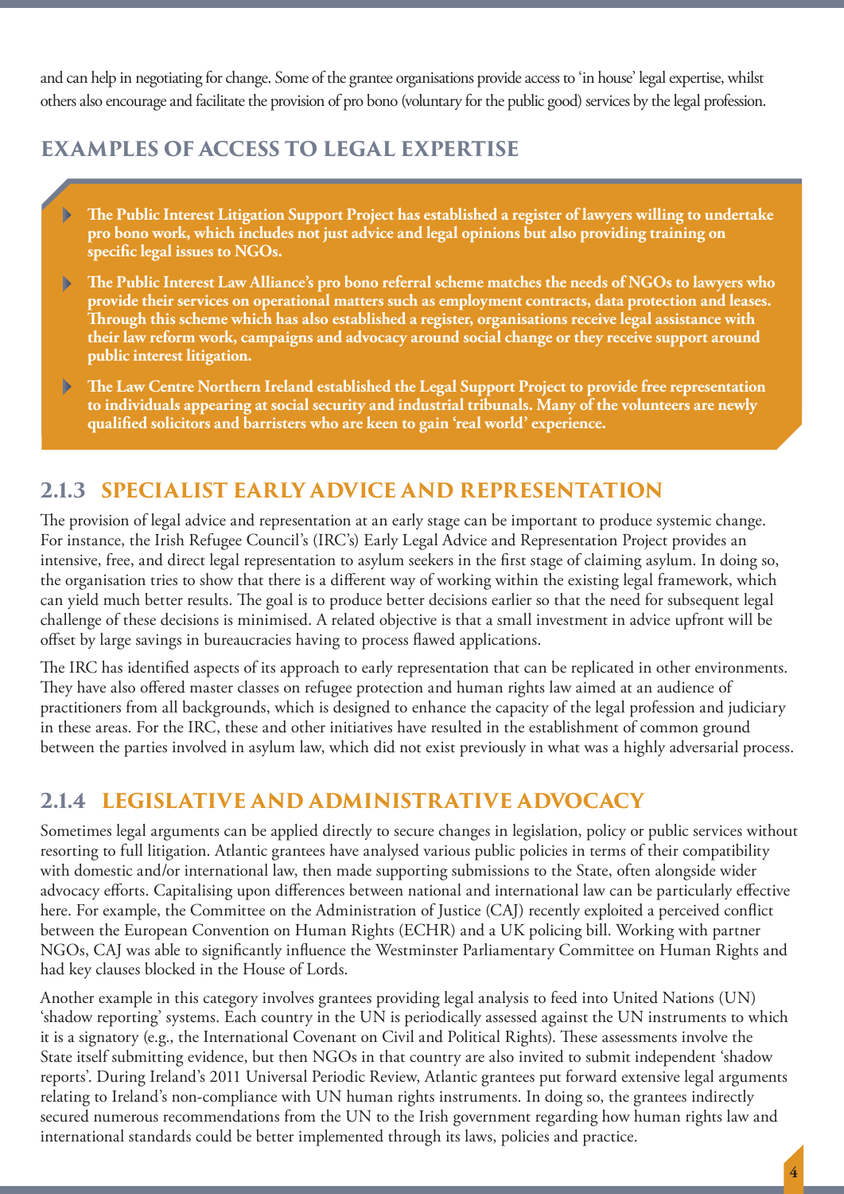and can help in negotiating for change. Some of the grantee organisations provide access to 'in house' legal expertise, whilst others also encourage and facilitate the provision of pro bono (voluntary for the public good) services by the legal profession.

## EXAMPLES OF ACCESS TO LEGAL EXPERTISE

- **The Public Interest Litigation Support Project has established a register of lawyers willing to undertake pro bono work, which includes not just advice and legal opinions but also providing training on specific legal issues to NGOs.**
- **The Public Interest Law Alliance's pro bono referral scheme matches the needs of NGOs to lawyers who provide their services on operational matters such as employment contracts, data protection and leases. Through this scheme which has also established a register, organisations receive legal assistance with their law reform work, campaigns and advocacy around social change or they receive support around public interest litigation.**
- **The Law Centre Northern Ireland established the Legal Support Project to provide free representation to individuals appearing at social security and industrial tribunals. Many of the volunteers are newly qualified solicitors and barristers who are keen to gain 'real world' experience.**

## 2.1.3 SPECIALIST EARLY ADVICE AND REPRESENTATION

The provision of legal advice and representation at an early stage can be important to produce systemic change. For instance, the Irish Refugee Council's (IRC's) Early Legal Advice and Representation Project provides an intensive, free, and direct legal representation to asylum seekers in the first stage of claiming asylum. In doing so, the organisation tries to show that there is a different way of working within the existing legal framework, which can yield much better results. The goal is to produce better decisions earlier so that the need for subsequent legal challenge of these decisions is minimised. A related objective is that a small investment in advice upfront will be offset by large savings in bureaucracies having to process flawed applications.

The IRC has identified aspects of its approach to early representation that can be replicated in other environments. They have also offered master classes on refugee protection and human rights law aimed at an audience of practitioners from all backgrounds, which is designed to enhance the capacity of the legal profession and judiciary in these areas. For the IRC, these and other initiatives have resulted in the establishment of common ground between the parties involved in asylum law, which did not exist previously in what was a highly adversarial process.

## 2.1.4 LEGISLATIVE AND ADMINISTRATIVE ADVOCACY

Sometimes legal arguments can be applied directly to secure changes in legislation, policy or public services without resorting to full litigation. Atlantic grantees have analysed various public policies in terms of their compatibility with domestic and/or international law, then made supporting submissions to the State, often alongside wider advocacy efforts. Capitalising upon differences between national and international law can be particularly effective here. For example, the Committee on the Administration of Justice (CAJ) recently exploited a perceived conflict between the European Convention on Human Rights (ECHR) and a UK policing bill. Working with partner NGOs, CAJ was able to significantly influence the Westminster Parliamentary Committee on Human Rights and had key clauses blocked in the House of Lords.

Another example in this category involves grantees providing legal analysis to feed into United Nations (UN) 'shadow reporting' systems. Each country in the UN is periodically assessed against the UN instruments to which it is a signatory (e.g., the International Covenant on Civil and Political Rights). These assessments involve the State itself submitting evidence, but then NGOs in that country are also invited to submit independent 'shadow reports'. During Ireland's 2011 Universal Periodic Review, Atlantic grantees put forward extensive legal arguments relating to Ireland's non-compliance with UN human rights instruments. In doing so, the grantees indirectly secured numerous recommendations from the UN to the Irish government regarding how human rights law and international standards could be better implemented through its laws, policies and practice.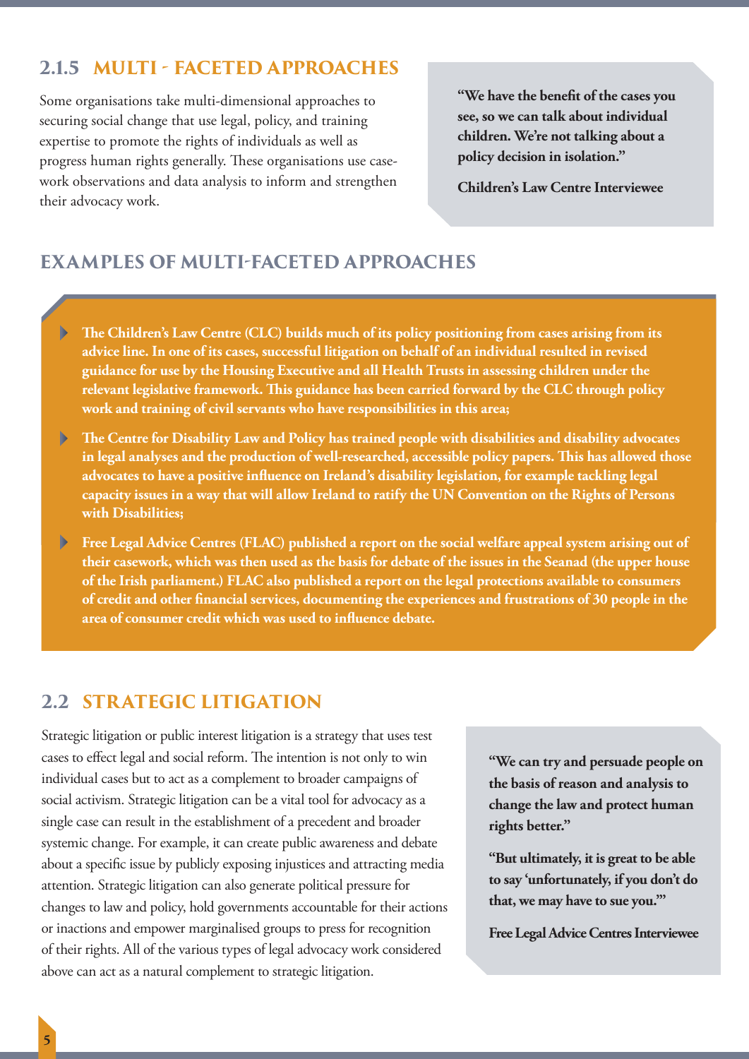### 2.1.5 MULTI - FACETED APPROACHES

Some organisations take multi-dimensional approaches to securing social change that use legal, policy, and training expertise to promote the rights of individuals as well as progress human rights generally. These organisations use case-work observations and data analysis to inform and strengthen their advocacy work.

> **"We have the benefit of the cases you see, so we can talk about individual children. We're not talking about a policy decision in isolation."**
>
> **Children's Law Centre Interviewee**

### EXAMPLES OF MULTI-FACETED APPROACHES

- **The Children's Law Centre (CLC) builds much of its policy positioning from cases arising from its advice line. In one of its cases, successful litigation on behalf of an individual resulted in revised guidance for use by the Housing Executive and all Health Trusts in assessing children under the relevant legislative framework. This guidance has been carried forward by the CLC through policy work and training of civil servants who have responsibilities in this area;**
- **The Centre for Disability Law and Policy has trained people with disabilities and disability advocates in legal analyses and the production of well-researched, accessible policy papers. This has allowed those advocates to have a positive influence on Ireland's disability legislation, for example tackling legal capacity issues in a way that will allow Ireland to ratify the UN Convention on the Rights of Persons with Disabilities;**
- **Free Legal Advice Centres (FLAC) published a report on the social welfare appeal system arising out of their casework, which was then used as the basis for debate of the issues in the Seanad (the upper house of the Irish parliament.) FLAC also published a report on the legal protections available to consumers of credit and other financial services, documenting the experiences and frustrations of 30 people in the area of consumer credit which was used to influence debate.**

## 2.2 STRATEGIC LITIGATION

Strategic litigation or public interest litigation is a strategy that uses test cases to effect legal and social reform. The intention is not only to win individual cases but to act as a complement to broader campaigns of social activism. Strategic litigation can be a vital tool for advocacy as a single case can result in the establishment of a precedent and broader systemic change. For example, it can create public awareness and debate about a specific issue by publicly exposing injustices and attracting media attention. Strategic litigation can also generate political pressure for changes to law and policy, hold governments accountable for their actions or inactions and empower marginalised groups to press for recognition of their rights. All of the various types of legal advocacy work considered above can act as a natural complement to strategic litigation.

> **"We can try and persuade people on the basis of reason and analysis to change the law and protect human rights better."**
>
> **"But ultimately, it is great to be able to say 'unfortunately, if you don't do that, we may have to sue you.'"**
>
> **Free Legal Advice Centres Interviewee**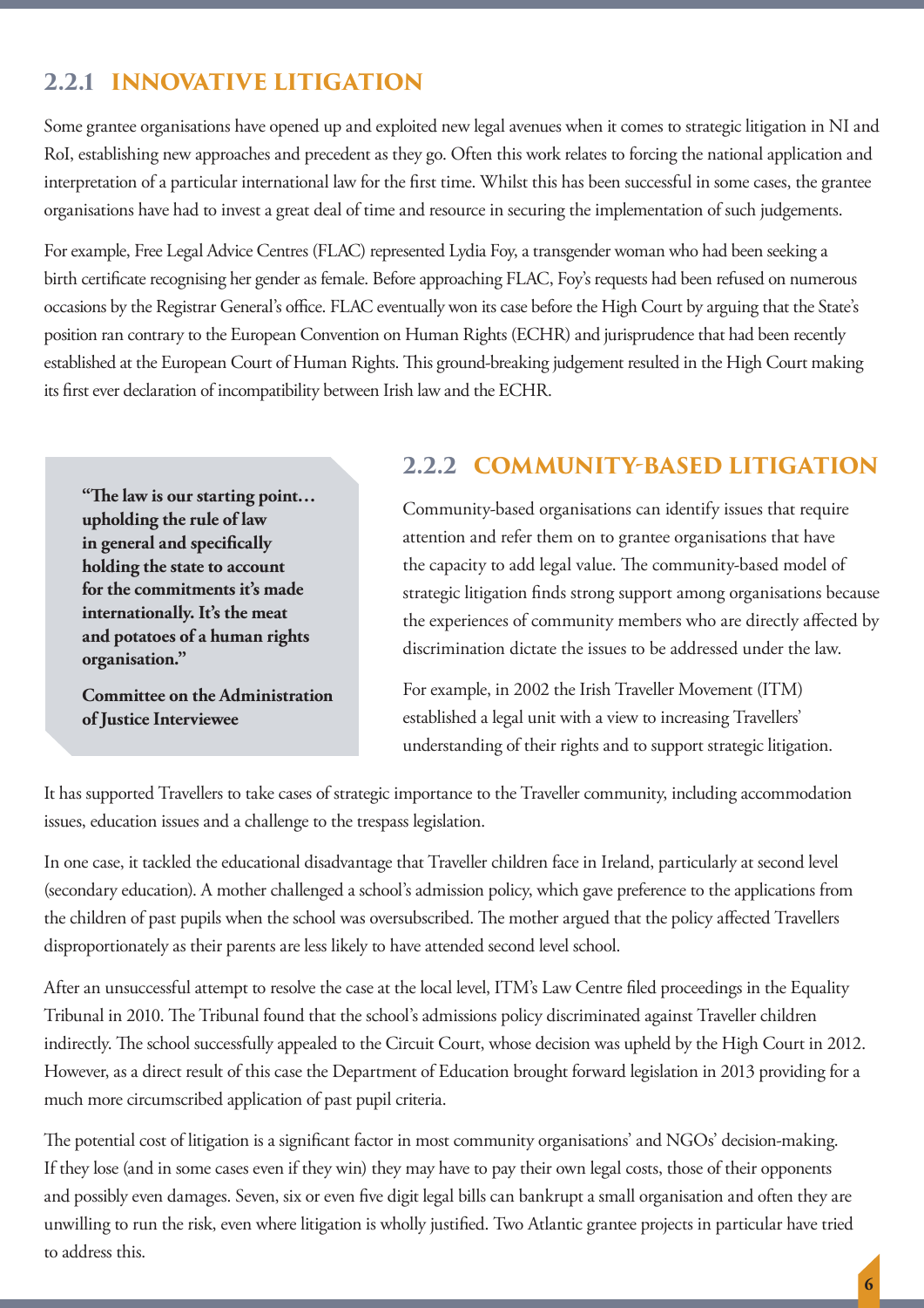### 2.2.1 INNOVATIVE LITIGATION

Some grantee organisations have opened up and exploited new legal avenues when it comes to strategic litigation in NI and RoI, establishing new approaches and precedent as they go. Often this work relates to forcing the national application and interpretation of a particular international law for the first time. Whilst this has been successful in some cases, the grantee organisations have had to invest a great deal of time and resource in securing the implementation of such judgements.

For example, Free Legal Advice Centres (FLAC) represented Lydia Foy, a transgender woman who had been seeking a birth certificate recognising her gender as female. Before approaching FLAC, Foy's requests had been refused on numerous occasions by the Registrar General's office. FLAC eventually won its case before the High Court by arguing that the State's position ran contrary to the European Convention on Human Rights (ECHR) and jurisprudence that had been recently established at the European Court of Human Rights. This ground-breaking judgement resulted in the High Court making its first ever declaration of incompatibility between Irish law and the ECHR.

> **"The law is our starting point… upholding the rule of law in general and specifically holding the state to account for the commitments it's made internationally. It's the meat and potatoes of a human rights organisation."**
>
> **Committee on the Administration of Justice Interviewee**

### 2.2.2 COMMUNITY-BASED LITIGATION

Community-based organisations can identify issues that require attention and refer them on to grantee organisations that have the capacity to add legal value. The community-based model of strategic litigation finds strong support among organisations because the experiences of community members who are directly affected by discrimination dictate the issues to be addressed under the law.

For example, in 2002 the Irish Traveller Movement (ITM) established a legal unit with a view to increasing Travellers' understanding of their rights and to support strategic litigation. It has supported Travellers to take cases of strategic importance to the Traveller community, including accommodation issues, education issues and a challenge to the trespass legislation.

In one case, it tackled the educational disadvantage that Traveller children face in Ireland, particularly at second level (secondary education). A mother challenged a school's admission policy, which gave preference to the applications from the children of past pupils when the school was oversubscribed. The mother argued that the policy affected Travellers disproportionately as their parents are less likely to have attended second level school.

After an unsuccessful attempt to resolve the case at the local level, ITM's Law Centre filed proceedings in the Equality Tribunal in 2010. The Tribunal found that the school's admissions policy discriminated against Traveller children indirectly. The school successfully appealed to the Circuit Court, whose decision was upheld by the High Court in 2012. However, as a direct result of this case the Department of Education brought forward legislation in 2013 providing for a much more circumscribed application of past pupil criteria.

The potential cost of litigation is a significant factor in most community organisations' and NGOs' decision-making. If they lose (and in some cases even if they win) they may have to pay their own legal costs, those of their opponents and possibly even damages. Seven, six or even five digit legal bills can bankrupt a small organisation and often they are unwilling to run the risk, even where litigation is wholly justified. Two Atlantic grantee projects in particular have tried to address this.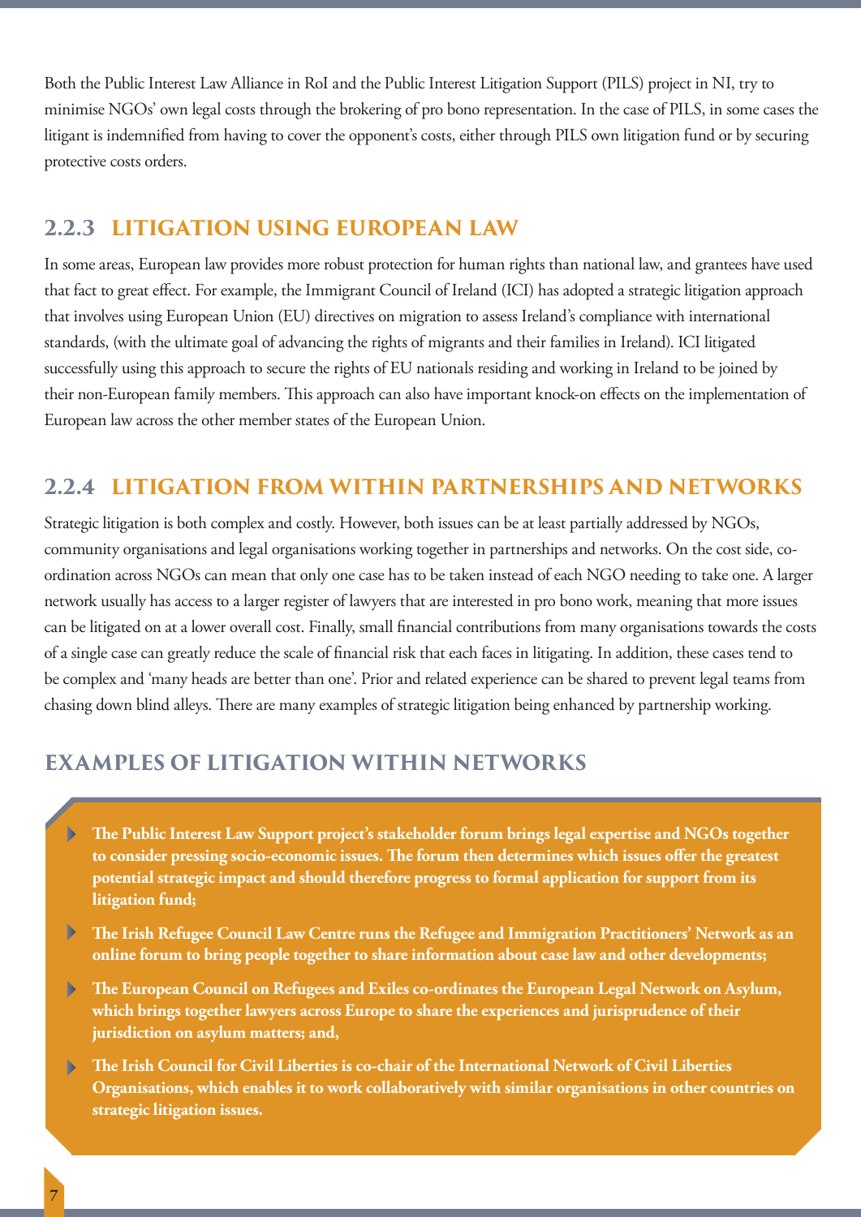Both the Public Interest Law Alliance in RoI and the Public Interest Litigation Support (PILS) project in NI, try to minimise NGOs' own legal costs through the brokering of pro bono representation. In the case of PILS, in some cases the litigant is indemnified from having to cover the opponent's costs, either through PILS own litigation fund or by securing protective costs orders.

### 2.2.3 LITIGATION USING EUROPEAN LAW

In some areas, European law provides more robust protection for human rights than national law, and grantees have used that fact to great effect. For example, the Immigrant Council of Ireland (ICI) has adopted a strategic litigation approach that involves using European Union (EU) directives on migration to assess Ireland's compliance with international standards, (with the ultimate goal of advancing the rights of migrants and their families in Ireland). ICI litigated successfully using this approach to secure the rights of EU nationals residing and working in Ireland to be joined by their non-European family members. This approach can also have important knock-on effects on the implementation of European law across the other member states of the European Union.

### 2.2.4 LITIGATION FROM WITHIN PARTNERSHIPS AND NETWORKS

Strategic litigation is both complex and costly. However, both issues can be at least partially addressed by NGOs, community organisations and legal organisations working together in partnerships and networks. On the cost side, co-ordination across NGOs can mean that only one case has to be taken instead of each NGO needing to take one. A larger network usually has access to a larger register of lawyers that are interested in pro bono work, meaning that more issues can be litigated on at a lower overall cost. Finally, small financial contributions from many organisations towards the costs of a single case can greatly reduce the scale of financial risk that each faces in litigating. In addition, these cases tend to be complex and 'many heads are better than one'. Prior and related experience can be shared to prevent legal teams from chasing down blind alleys. There are many examples of strategic litigation being enhanced by partnership working.

### EXAMPLES OF LITIGATION WITHIN NETWORKS

- **The Public Interest Law Support project's stakeholder forum brings legal expertise and NGOs together to consider pressing socio-economic issues. The forum then determines which issues offer the greatest potential strategic impact and should therefore progress to formal application for support from its litigation fund;**
- **The Irish Refugee Council Law Centre runs the Refugee and Immigration Practitioners' Network as an online forum to bring people together to share information about case law and other developments;**
- **The European Council on Refugees and Exiles co-ordinates the European Legal Network on Asylum, which brings together lawyers across Europe to share the experiences and jurisprudence of their jurisdiction on asylum matters; and,**
- **The Irish Council for Civil Liberties is co-chair of the International Network of Civil Liberties Organisations, which enables it to work collaboratively with similar organisations in other countries on strategic litigation issues.**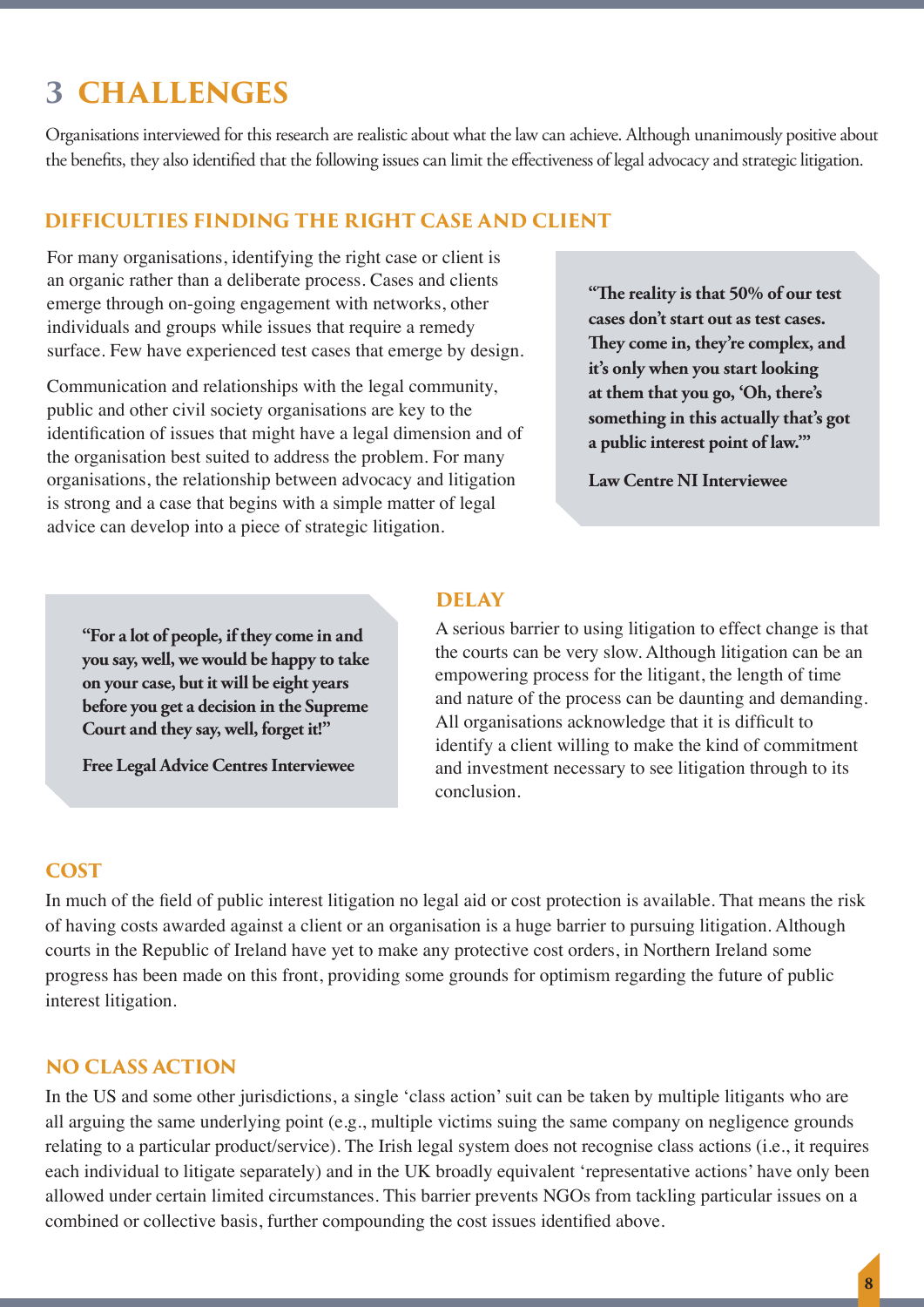# 3 CHALLENGES

Organisations interviewed for this research are realistic about what the law can achieve. Although unanimously positive about the benefits, they also identified that the following issues can limit the effectiveness of legal advocacy and strategic litigation.

## DIFFICULTIES FINDING THE RIGHT CASE AND CLIENT

For many organisations, identifying the right case or client is an organic rather than a deliberate process. Cases and clients emerge through on-going engagement with networks, other individuals and groups while issues that require a remedy surface. Few have experienced test cases that emerge by design.

Communication and relationships with the legal community, public and other civil society organisations are key to the identification of issues that might have a legal dimension and of the organisation best suited to address the problem. For many organisations, the relationship between advocacy and litigation is strong and a case that begins with a simple matter of legal advice can develop into a piece of strategic litigation.

> **"The reality is that 50% of our test cases don't start out as test cases. They come in, they're complex, and it's only when you start looking at them that you go, 'Oh, there's something in this actually that's got a public interest point of law.'"**
>
> **Law Centre NI Interviewee**

## DELAY

A serious barrier to using litigation to effect change is that the courts can be very slow. Although litigation can be an empowering process for the litigant, the length of time and nature of the process can be daunting and demanding. All organisations acknowledge that it is difficult to identify a client willing to make the kind of commitment and investment necessary to see litigation through to its conclusion.

> **"For a lot of people, if they come in and you say, well, we would be happy to take on your case, but it will be eight years before you get a decision in the Supreme Court and they say, well, forget it!"**
>
> **Free Legal Advice Centres Interviewee**

## COST

In much of the field of public interest litigation no legal aid or cost protection is available. That means the risk of having costs awarded against a client or an organisation is a huge barrier to pursuing litigation. Although courts in the Republic of Ireland have yet to make any protective cost orders, in Northern Ireland some progress has been made on this front, providing some grounds for optimism regarding the future of public interest litigation.

## NO CLASS ACTION

In the US and some other jurisdictions, a single 'class action' suit can be taken by multiple litigants who are all arguing the same underlying point (e.g., multiple victims suing the same company on negligence grounds relating to a particular product/service). The Irish legal system does not recognise class actions (i.e., it requires each individual to litigate separately) and in the UK broadly equivalent 'representative actions' have only been allowed under certain limited circumstances. This barrier prevents NGOs from tackling particular issues on a combined or collective basis, further compounding the cost issues identified above.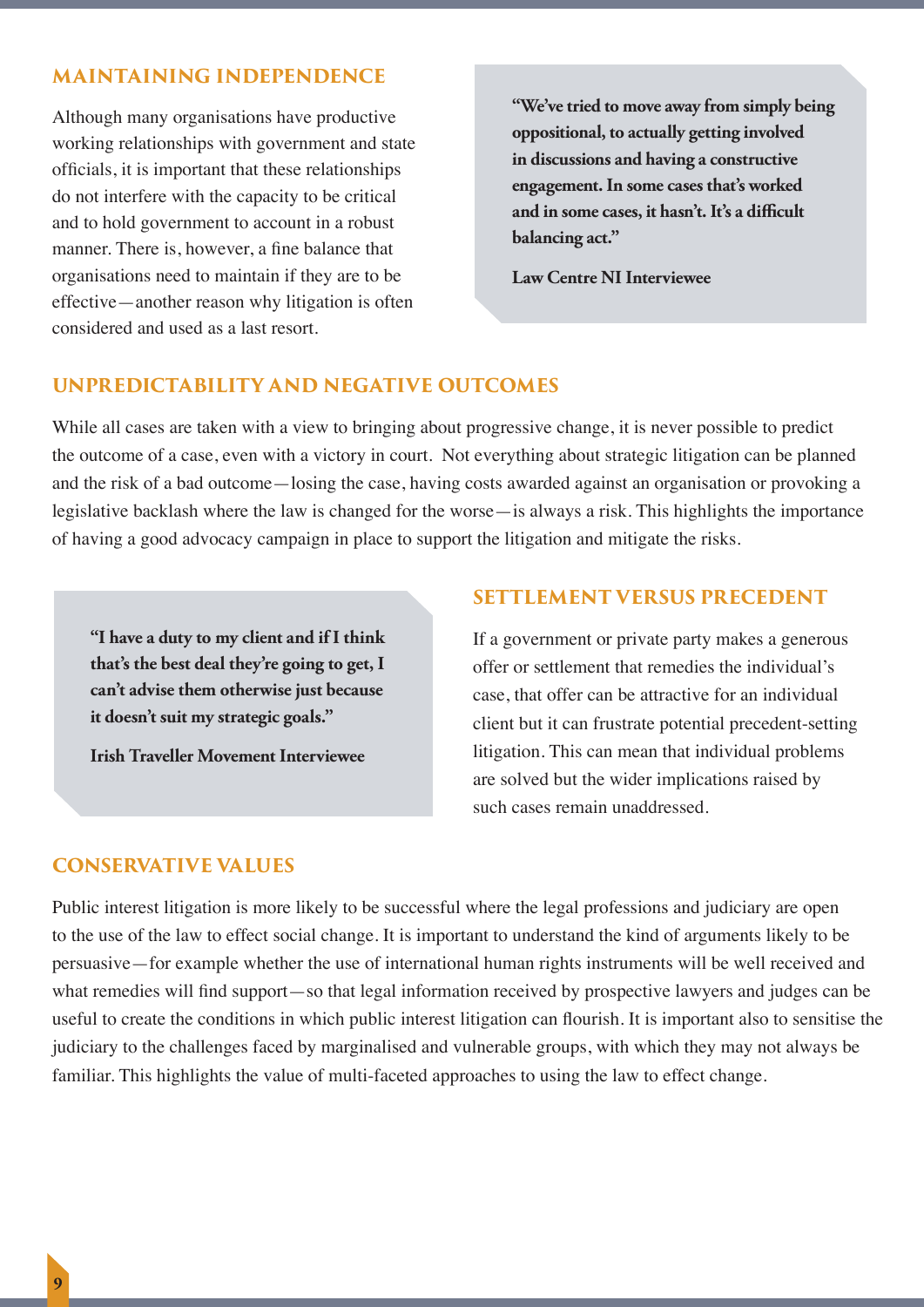## MAINTAINING INDEPENDENCE

Although many organisations have productive working relationships with government and state officials, it is important that these relationships do not interfere with the capacity to be critical and to hold government to account in a robust manner. There is, however, a fine balance that organisations need to maintain if they are to be effective—another reason why litigation is often considered and used as a last resort.

> **"We've tried to move away from simply being oppositional, to actually getting involved in discussions and having a constructive engagement. In some cases that's worked and in some cases, it hasn't. It's a difficult balancing act."**
>
> **Law Centre NI Interviewee**

## UNPREDICTABILITY AND NEGATIVE OUTCOMES

While all cases are taken with a view to bringing about progressive change, it is never possible to predict the outcome of a case, even with a victory in court. Not everything about strategic litigation can be planned and the risk of a bad outcome—losing the case, having costs awarded against an organisation or provoking a legislative backlash where the law is changed for the worse—is always a risk. This highlights the importance of having a good advocacy campaign in place to support the litigation and mitigate the risks.

> **"I have a duty to my client and if I think that's the best deal they're going to get, I can't advise them otherwise just because it doesn't suit my strategic goals."**
>
> **Irish Traveller Movement Interviewee**

## SETTLEMENT VERSUS PRECEDENT

If a government or private party makes a generous offer or settlement that remedies the individual's case, that offer can be attractive for an individual client but it can frustrate potential precedent-setting litigation. This can mean that individual problems are solved but the wider implications raised by such cases remain unaddressed.

## CONSERVATIVE VALUES

Public interest litigation is more likely to be successful where the legal professions and judiciary are open to the use of the law to effect social change. It is important to understand the kind of arguments likely to be persuasive—for example whether the use of international human rights instruments will be well received and what remedies will find support—so that legal information received by prospective lawyers and judges can be useful to create the conditions in which public interest litigation can flourish. It is important also to sensitise the judiciary to the challenges faced by marginalised and vulnerable groups, with which they may not always be familiar. This highlights the value of multi-faceted approaches to using the law to effect change.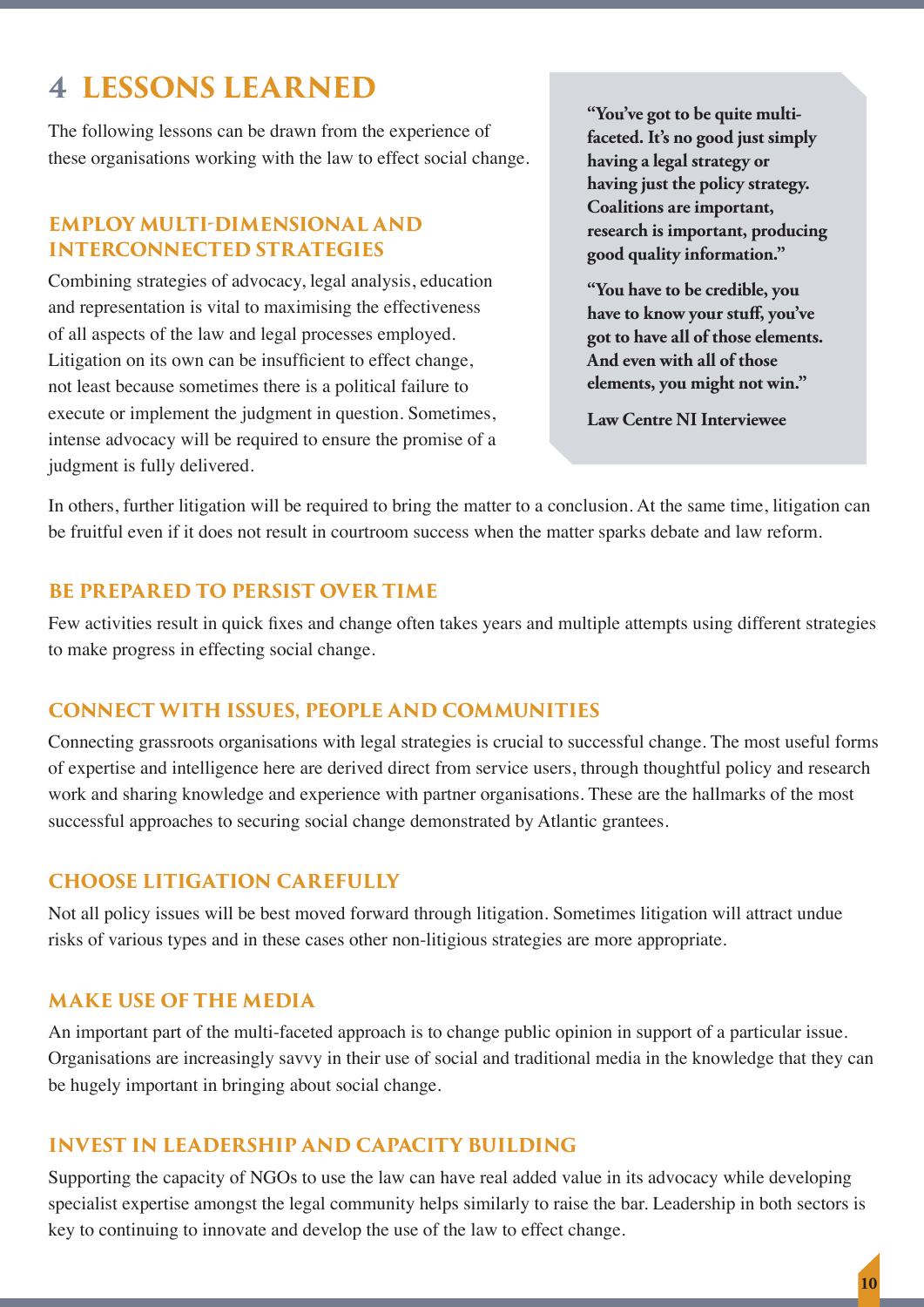# 4 LESSONS LEARNED

The following lessons can be drawn from the experience of these organisations working with the law to effect social change.

> **"You've got to be quite multi-faceted. It's no good just simply having a legal strategy or having just the policy strategy. Coalitions are important, research is important, producing good quality information."**
>
> **"You have to be credible, you have to know your stuff, you've got to have all of those elements. And even with all of those elements, you might not win."**
>
> **Law Centre NI Interviewee**

## EMPLOY MULTI-DIMENSIONAL AND INTERCONNECTED STRATEGIES

Combining strategies of advocacy, legal analysis, education and representation is vital to maximising the effectiveness of all aspects of the law and legal processes employed. Litigation on its own can be insufficient to effect change, not least because sometimes there is a political failure to execute or implement the judgment in question. Sometimes, intense advocacy will be required to ensure the promise of a judgment is fully delivered.

In others, further litigation will be required to bring the matter to a conclusion. At the same time, litigation can be fruitful even if it does not result in courtroom success when the matter sparks debate and law reform.

## BE PREPARED TO PERSIST OVER TIME

Few activities result in quick fixes and change often takes years and multiple attempts using different strategies to make progress in effecting social change.

## CONNECT WITH ISSUES, PEOPLE AND COMMUNITIES

Connecting grassroots organisations with legal strategies is crucial to successful change. The most useful forms of expertise and intelligence here are derived direct from service users, through thoughtful policy and research work and sharing knowledge and experience with partner organisations. These are the hallmarks of the most successful approaches to securing social change demonstrated by Atlantic grantees.

## CHOOSE LITIGATION CAREFULLY

Not all policy issues will be best moved forward through litigation. Sometimes litigation will attract undue risks of various types and in these cases other non-litigious strategies are more appropriate.

## MAKE USE OF THE MEDIA

An important part of the multi-faceted approach is to change public opinion in support of a particular issue. Organisations are increasingly savvy in their use of social and traditional media in the knowledge that they can be hugely important in bringing about social change.

## INVEST IN LEADERSHIP AND CAPACITY BUILDING

Supporting the capacity of NGOs to use the law can have real added value in its advocacy while developing specialist expertise amongst the legal community helps similarly to raise the bar. Leadership in both sectors is key to continuing to innovate and develop the use of the law to effect change.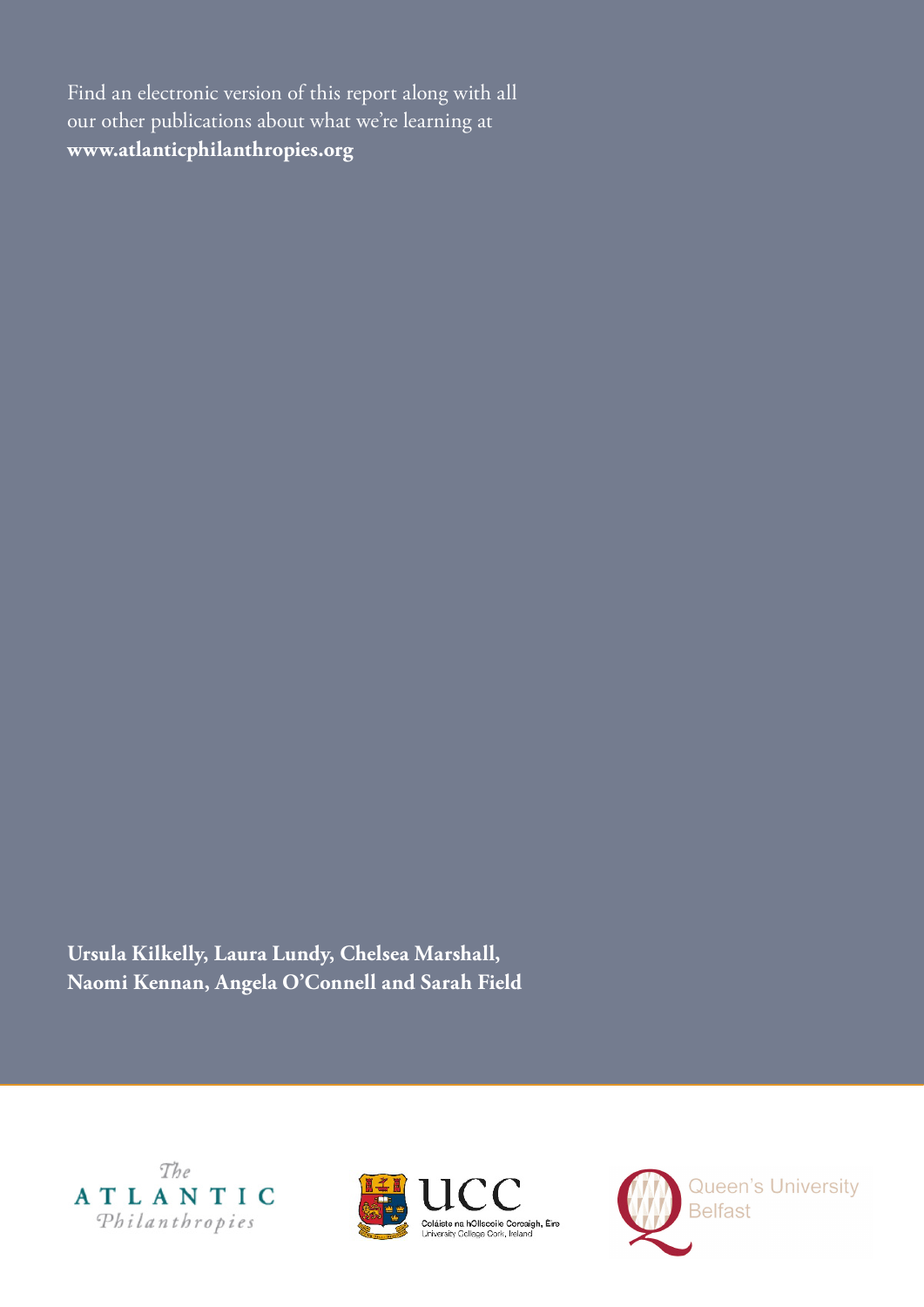Find an electronic version of this report along with all our other publications about what we're learning at **www.atlanticphilanthropies.org**

**Ursula Kilkelly, Laura Lundy, Chelsea Marshall, Naomi Kennan, Angela O'Connell and Sarah Field**

The ATLANTIC Philanthropies

UCC Coláiste na hOllscoile Corcaigh, Éire University College Cork, Ireland

Queen's University Belfast